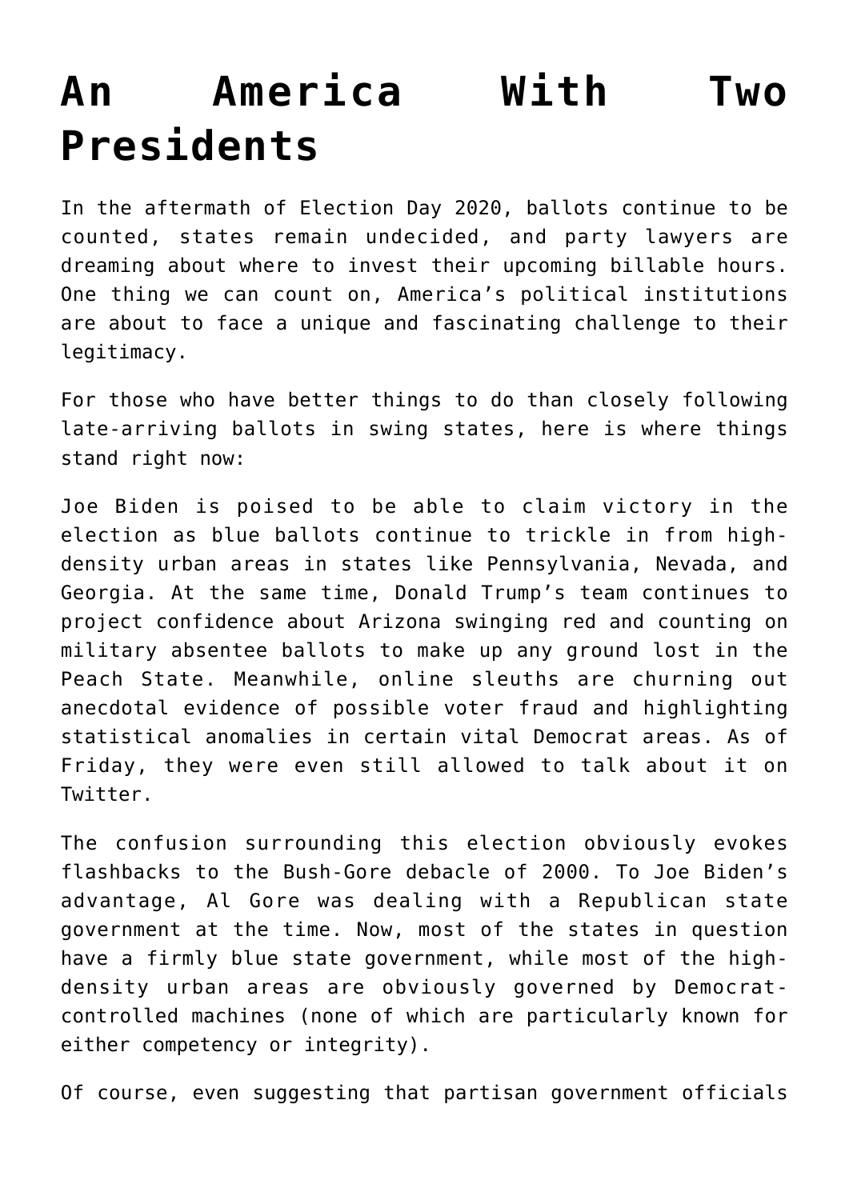# An America With Two Presidents

In the aftermath of Election Day 2020, ballots continue to be counted, states remain undecided, and party lawyers are dreaming about where to invest their upcoming billable hours. One thing we can count on, America's political institutions are about to face a unique and fascinating challenge to their legitimacy.

For those who have better things to do than closely following late-arriving ballots in swing states, here is where things stand right now:

Joe Biden is poised to be able to claim victory in the election as blue ballots continue to trickle in from high-density urban areas in states like Pennsylvania, Nevada, and Georgia. At the same time, Donald Trump's team continues to project confidence about Arizona swinging red and counting on military absentee ballots to make up any ground lost in the Peach State. Meanwhile, online sleuths are churning out anecdotal evidence of possible voter fraud and highlighting statistical anomalies in certain vital Democrat areas. As of Friday, they were even still allowed to talk about it on Twitter.

The confusion surrounding this election obviously evokes flashbacks to the Bush-Gore debacle of 2000. To Joe Biden's advantage, Al Gore was dealing with a Republican state government at the time. Now, most of the states in question have a firmly blue state government, while most of the high-density urban areas are obviously governed by Democrat-controlled machines (none of which are particularly known for either competency or integrity).

Of course, even suggesting that partisan government officials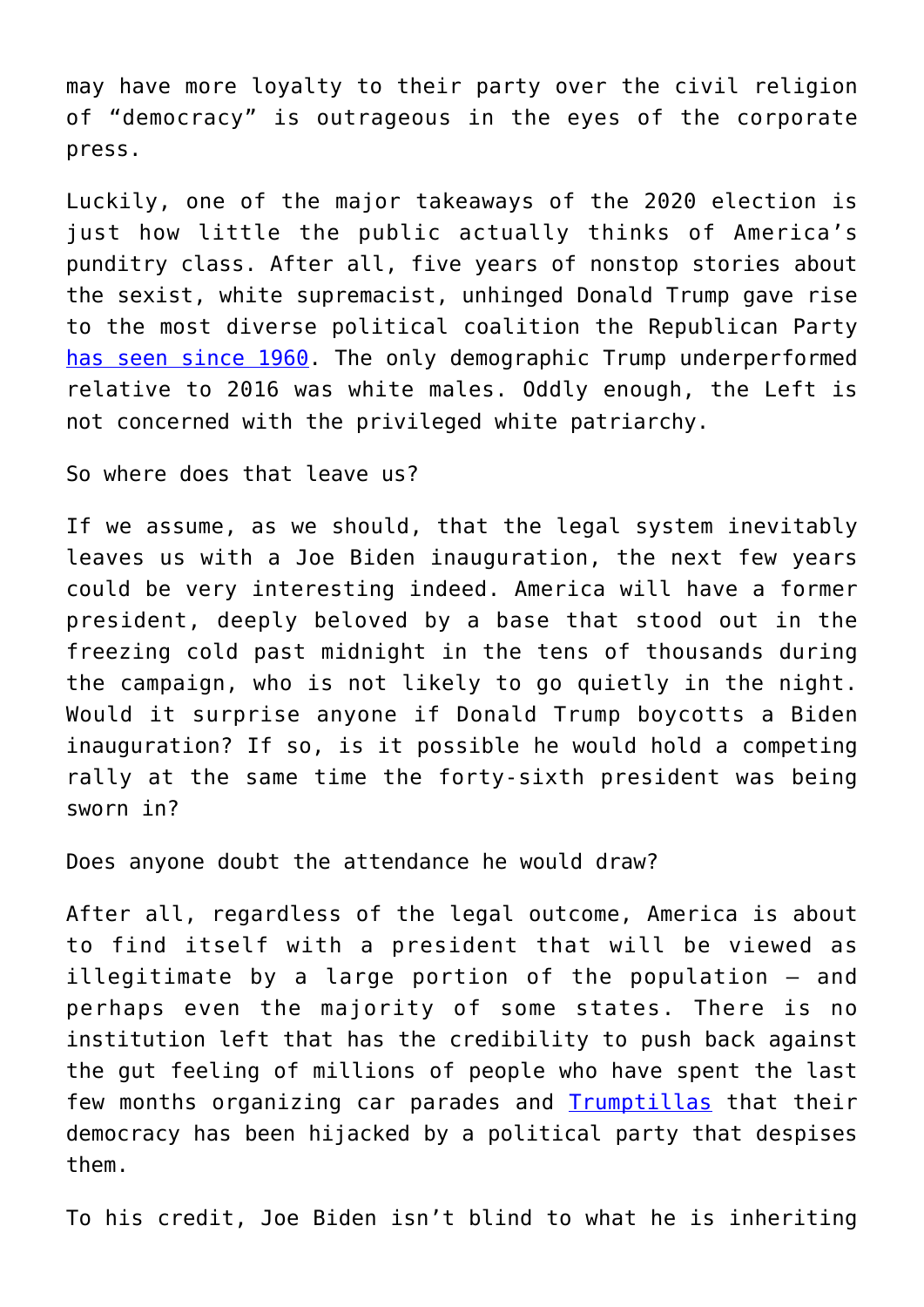may have more loyalty to their party over the civil religion of "democracy" is outrageous in the eyes of the corporate press.

Luckily, one of the major takeaways of the 2020 election is just how little the public actually thinks of America's punditry class. After all, five years of nonstop stories about the sexist, white supremacist, unhinged Donald Trump gave rise to the most diverse political coalition the Republican Party [has seen since 1960](). The only demographic Trump underperformed relative to 2016 was white males. Oddly enough, the Left is not concerned with the privileged white patriarchy.

So where does that leave us?

If we assume, as we should, that the legal system inevitably leaves us with a Joe Biden inauguration, the next few years could be very interesting indeed. America will have a former president, deeply beloved by a base that stood out in the freezing cold past midnight in the tens of thousands during the campaign, who is not likely to go quietly in the night. Would it surprise anyone if Donald Trump boycotts a Biden inauguration? If so, is it possible he would hold a competing rally at the same time the forty-sixth president was being sworn in?

Does anyone doubt the attendance he would draw?

After all, regardless of the legal outcome, America is about to find itself with a president that will be viewed as illegitimate by a large portion of the population – and perhaps even the majority of some states. There is no institution left that has the credibility to push back against the gut feeling of millions of people who have spent the last few months organizing car parades and [Trumptillas]() that their democracy has been hijacked by a political party that despises them.

To his credit, Joe Biden isn't blind to what he is inheriting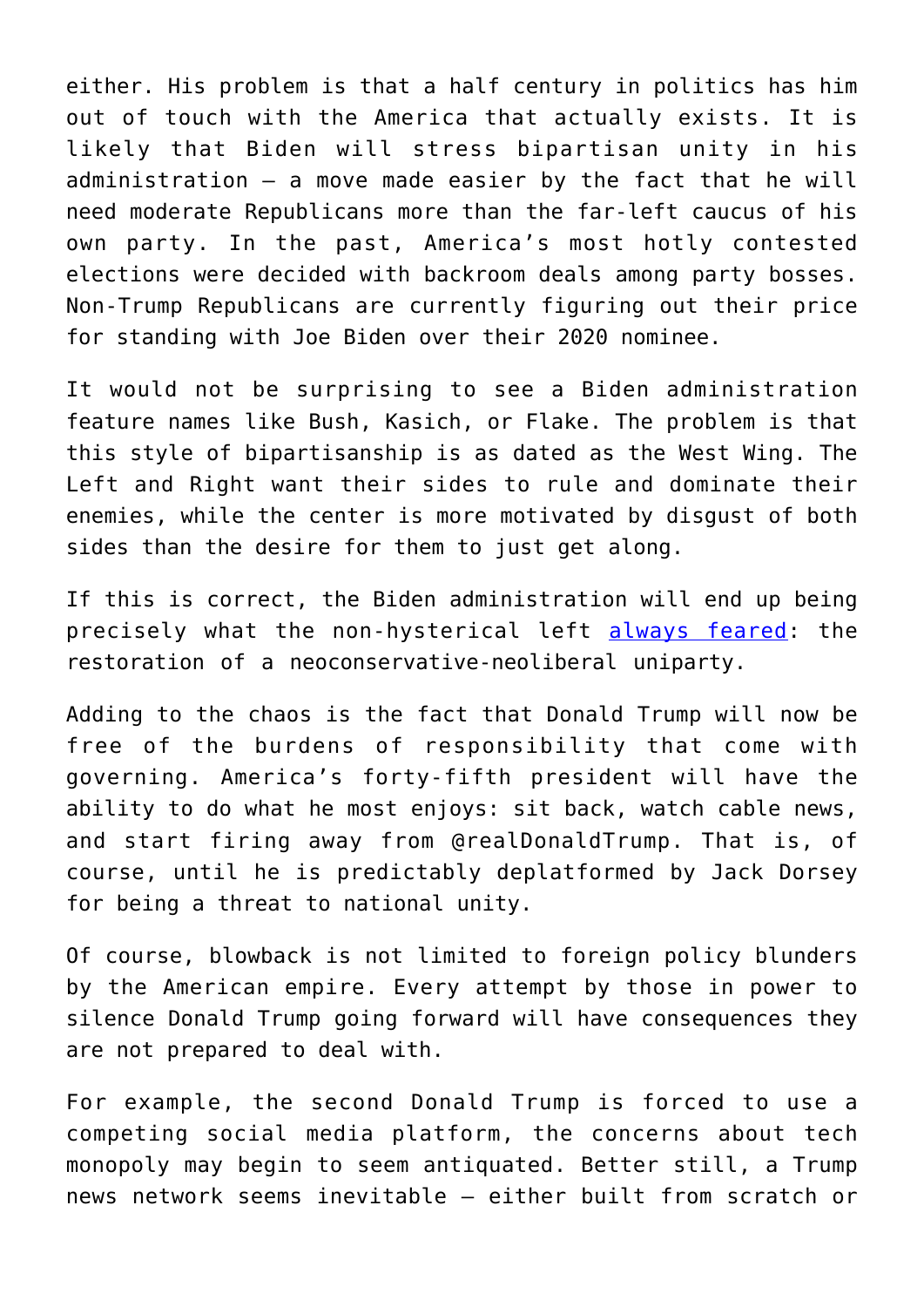either. His problem is that a half century in politics has him out of touch with the America that actually exists. It is likely that Biden will stress bipartisan unity in his administration – a move made easier by the fact that he will need moderate Republicans more than the far-left caucus of his own party. In the past, America's most hotly contested elections were decided with backroom deals among party bosses. Non-Trump Republicans are currently figuring out their price for standing with Joe Biden over their 2020 nominee.

It would not be surprising to see a Biden administration feature names like Bush, Kasich, or Flake. The problem is that this style of bipartisanship is as dated as the West Wing. The Left and Right want their sides to rule and dominate their enemies, while the center is more motivated by disgust of both sides than the desire for them to just get along.

If this is correct, the Biden administration will end up being precisely what the non-hysterical left [always feared](): the restoration of a neoconservative-neoliberal uniparty.

Adding to the chaos is the fact that Donald Trump will now be free of the burdens of responsibility that come with governing. America's forty-fifth president will have the ability to do what he most enjoys: sit back, watch cable news, and start firing away from @realDonaldTrump. That is, of course, until he is predictably deplatformed by Jack Dorsey for being a threat to national unity.

Of course, blowback is not limited to foreign policy blunders by the American empire. Every attempt by those in power to silence Donald Trump going forward will have consequences they are not prepared to deal with.

For example, the second Donald Trump is forced to use a competing social media platform, the concerns about tech monopoly may begin to seem antiquated. Better still, a Trump news network seems inevitable – either built from scratch or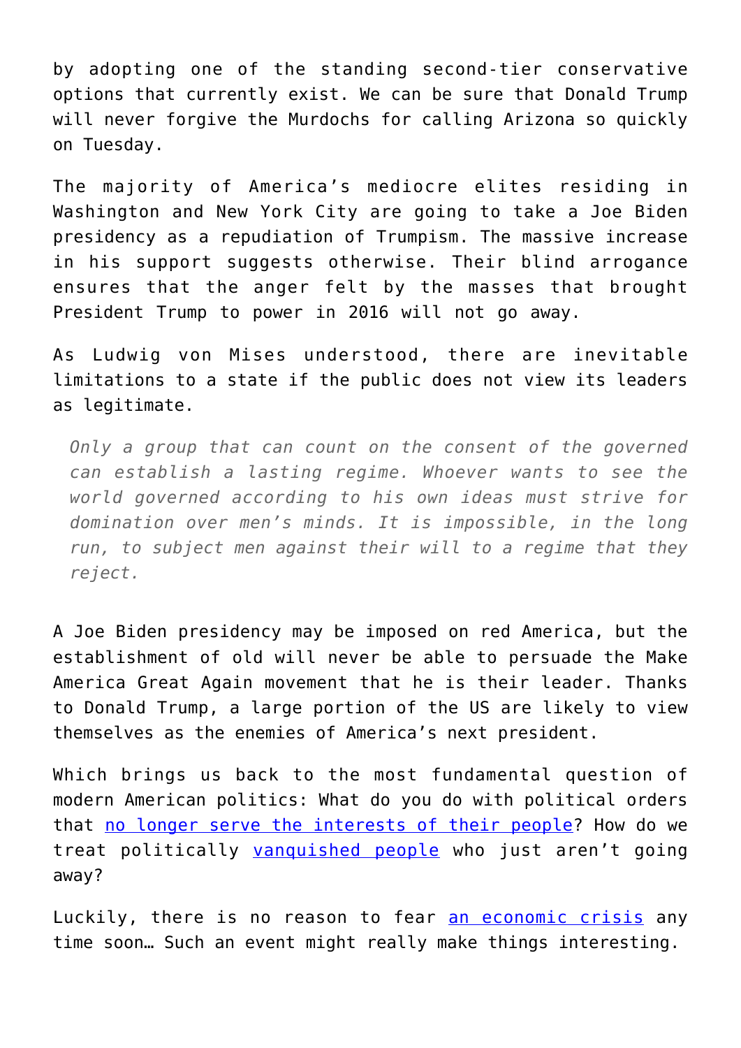by adopting one of the standing second-tier conservative options that currently exist. We can be sure that Donald Trump will never forgive the Murdochs for calling Arizona so quickly on Tuesday.

The majority of America's mediocre elites residing in Washington and New York City are going to take a Joe Biden presidency as a repudiation of Trumpism. The massive increase in his support suggests otherwise. Their blind arrogance ensures that the anger felt by the masses that brought President Trump to power in 2016 will not go away.

As Ludwig von Mises understood, there are inevitable limitations to a state if the public does not view its leaders as legitimate.

> *Only a group that can count on the consent of the governed can establish a lasting regime. Whoever wants to see the world governed according to his own ideas must strive for domination over men's minds. It is impossible, in the long run, to subject men against their will to a regime that they reject.*

A Joe Biden presidency may be imposed on red America, but the establishment of old will never be able to persuade the Make America Great Again movement that he is their leader. Thanks to Donald Trump, a large portion of the US are likely to view themselves as the enemies of America's next president.

Which brings us back to the most fundamental question of modern American politics: What do you do with political orders that no longer serve the interests of their people? How do we treat politically vanquished people who just aren't going away?

Luckily, there is no reason to fear an economic crisis any time soon… Such an event might really make things interesting.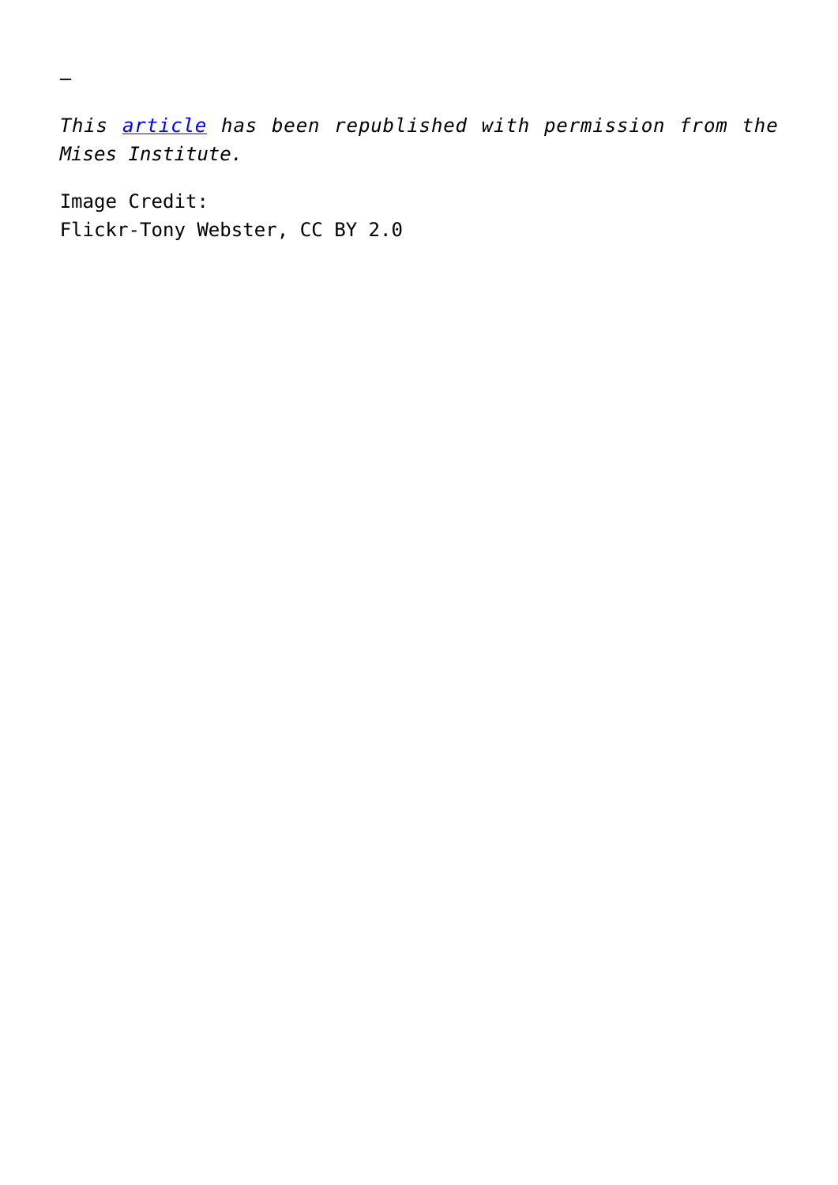—

*This [article](article) has been republished with permission from the Mises Institute.*

Image Credit:
Flickr-Tony Webster, CC BY 2.0